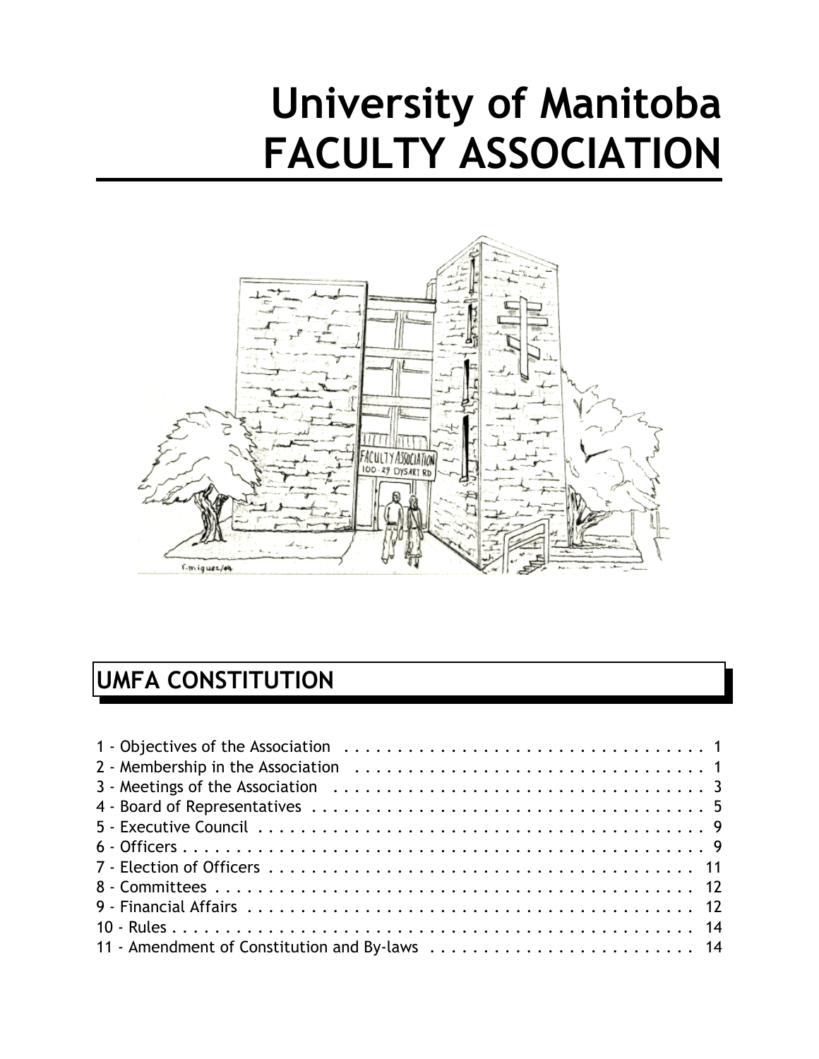# University of Manitoba FACULTY ASSOCIATION

## UMFA CONSTITUTION

1 - Objectives of the Association . . . . . . . . . . . . . . . . . . . . . . . . . . . . . . . . . . 1
2 - Membership in the Association . . . . . . . . . . . . . . . . . . . . . . . . . . . . . . . . . 1
3 - Meetings of the Association . . . . . . . . . . . . . . . . . . . . . . . . . . . . . . . . . . 3
4 - Board of Representatives . . . . . . . . . . . . . . . . . . . . . . . . . . . . . . . . . . . . 5
5 - Executive Council . . . . . . . . . . . . . . . . . . . . . . . . . . . . . . . . . . . . . . . . . 9
6 - Officers . . . . . . . . . . . . . . . . . . . . . . . . . . . . . . . . . . . . . . . . . . . . . . 9
7 - Election of Officers . . . . . . . . . . . . . . . . . . . . . . . . . . . . . . . . . . . . . . . 11
8 - Committees . . . . . . . . . . . . . . . . . . . . . . . . . . . . . . . . . . . . . . . . . . . 12
9 - Financial Affairs . . . . . . . . . . . . . . . . . . . . . . . . . . . . . . . . . . . . . . . . 12
10 - Rules . . . . . . . . . . . . . . . . . . . . . . . . . . . . . . . . . . . . . . . . . . . . . . 14
11 - Amendment of Constitution and By-laws . . . . . . . . . . . . . . . . . . . . . . . . 14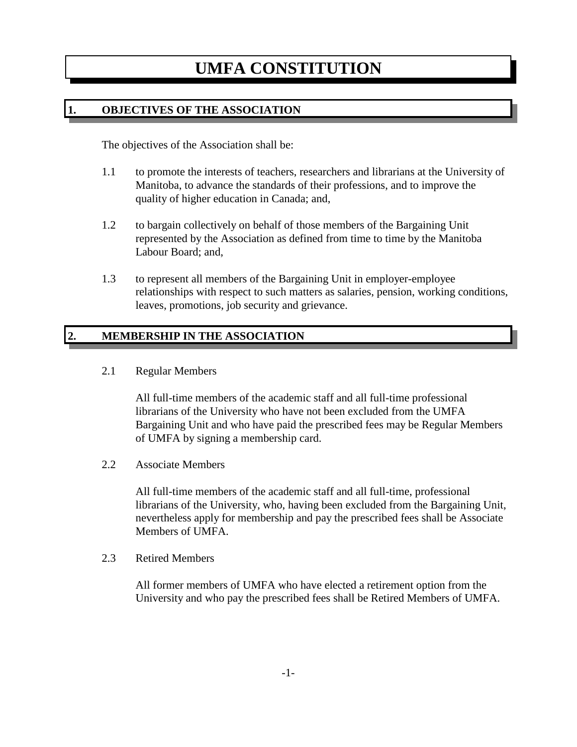# UMFA CONSTITUTION

## 1. OBJECTIVES OF THE ASSOCIATION

The objectives of the Association shall be:

1.1 to promote the interests of teachers, researchers and librarians at the University of Manitoba, to advance the standards of their professions, and to improve the quality of higher education in Canada; and,

1.2 to bargain collectively on behalf of those members of the Bargaining Unit represented by the Association as defined from time to time by the Manitoba Labour Board; and,

1.3 to represent all members of the Bargaining Unit in employer-employee relationships with respect to such matters as salaries, pension, working conditions, leaves, promotions, job security and grievance.

## 2. MEMBERSHIP IN THE ASSOCIATION

2.1 Regular Members

All full-time members of the academic staff and all full-time professional librarians of the University who have not been excluded from the UMFA Bargaining Unit and who have paid the prescribed fees may be Regular Members of UMFA by signing a membership card.

2.2 Associate Members

All full-time members of the academic staff and all full-time, professional librarians of the University, who, having been excluded from the Bargaining Unit, nevertheless apply for membership and pay the prescribed fees shall be Associate Members of UMFA.

2.3 Retired Members

All former members of UMFA who have elected a retirement option from the University and who pay the prescribed fees shall be Retired Members of UMFA.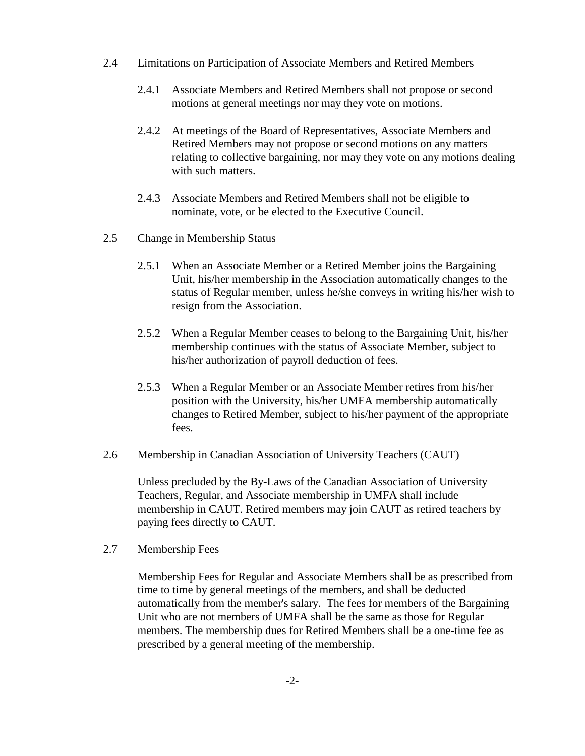2.4 Limitations on Participation of Associate Members and Retired Members

2.4.1 Associate Members and Retired Members shall not propose or second motions at general meetings nor may they vote on motions.

2.4.2 At meetings of the Board of Representatives, Associate Members and Retired Members may not propose or second motions on any matters relating to collective bargaining, nor may they vote on any motions dealing with such matters.

2.4.3 Associate Members and Retired Members shall not be eligible to nominate, vote, or be elected to the Executive Council.

2.5 Change in Membership Status

2.5.1 When an Associate Member or a Retired Member joins the Bargaining Unit, his/her membership in the Association automatically changes to the status of Regular member, unless he/she conveys in writing his/her wish to resign from the Association.

2.5.2 When a Regular Member ceases to belong to the Bargaining Unit, his/her membership continues with the status of Associate Member, subject to his/her authorization of payroll deduction of fees.

2.5.3 When a Regular Member or an Associate Member retires from his/her position with the University, his/her UMFA membership automatically changes to Retired Member, subject to his/her payment of the appropriate fees.

2.6 Membership in Canadian Association of University Teachers (CAUT)

Unless precluded by the By-Laws of the Canadian Association of University Teachers, Regular, and Associate membership in UMFA shall include membership in CAUT. Retired members may join CAUT as retired teachers by paying fees directly to CAUT.

2.7 Membership Fees

Membership Fees for Regular and Associate Members shall be as prescribed from time to time by general meetings of the members, and shall be deducted automatically from the member's salary. The fees for members of the Bargaining Unit who are not members of UMFA shall be the same as those for Regular members. The membership dues for Retired Members shall be a one-time fee as prescribed by a general meeting of the membership.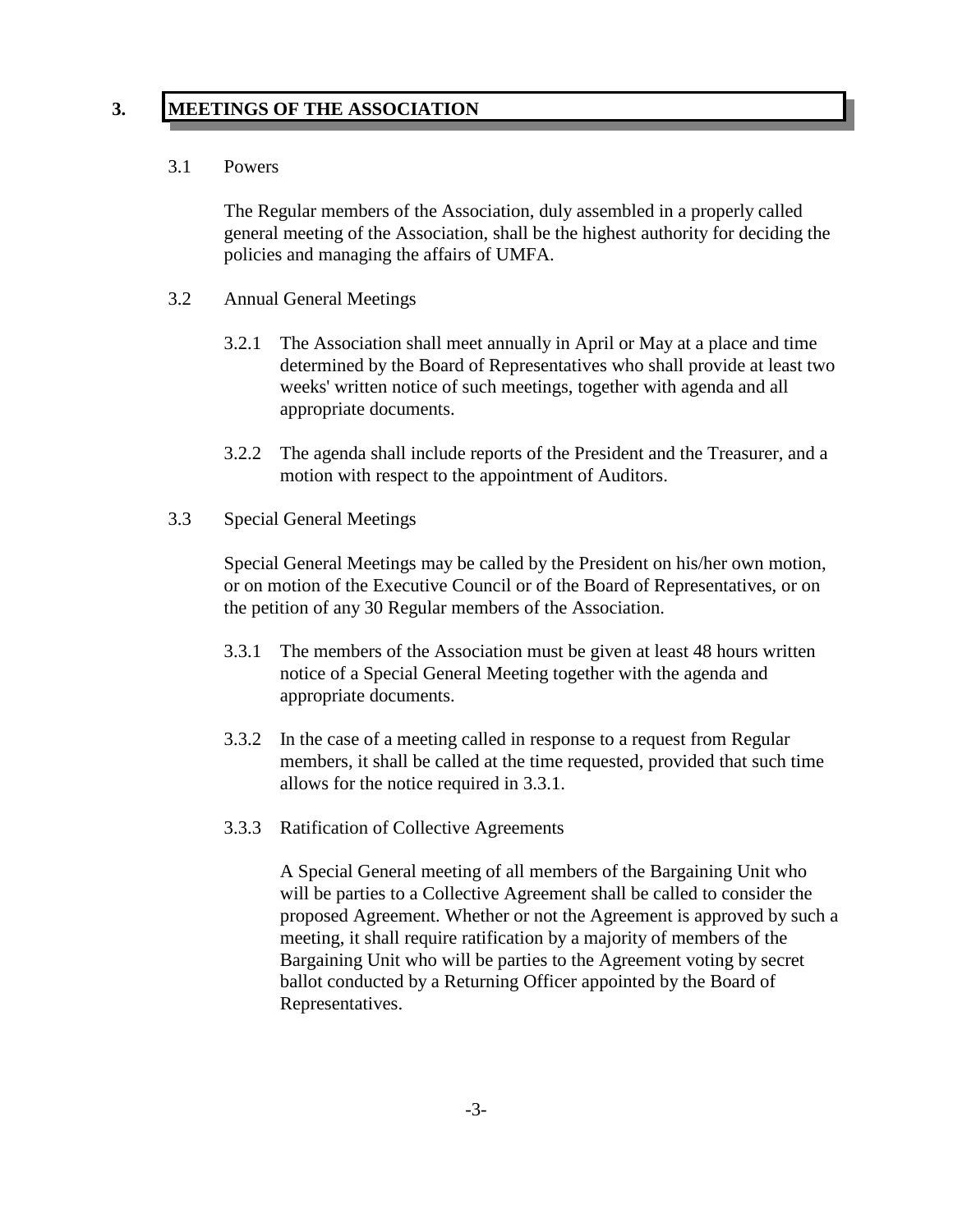## 3. MEETINGS OF THE ASSOCIATION

### 3.1 Powers

The Regular members of the Association, duly assembled in a properly called general meeting of the Association, shall be the highest authority for deciding the policies and managing the affairs of UMFA.

### 3.2 Annual General Meetings

3.2.1 The Association shall meet annually in April or May at a place and time determined by the Board of Representatives who shall provide at least two weeks' written notice of such meetings, together with agenda and all appropriate documents.

3.2.2 The agenda shall include reports of the President and the Treasurer, and a motion with respect to the appointment of Auditors.

### 3.3 Special General Meetings

Special General Meetings may be called by the President on his/her own motion, or on motion of the Executive Council or of the Board of Representatives, or on the petition of any 30 Regular members of the Association.

3.3.1 The members of the Association must be given at least 48 hours written notice of a Special General Meeting together with the agenda and appropriate documents.

3.3.2 In the case of a meeting called in response to a request from Regular members, it shall be called at the time requested, provided that such time allows for the notice required in 3.3.1.

3.3.3 Ratification of Collective Agreements

A Special General meeting of all members of the Bargaining Unit who will be parties to a Collective Agreement shall be called to consider the proposed Agreement. Whether or not the Agreement is approved by such a meeting, it shall require ratification by a majority of members of the Bargaining Unit who will be parties to the Agreement voting by secret ballot conducted by a Returning Officer appointed by the Board of Representatives.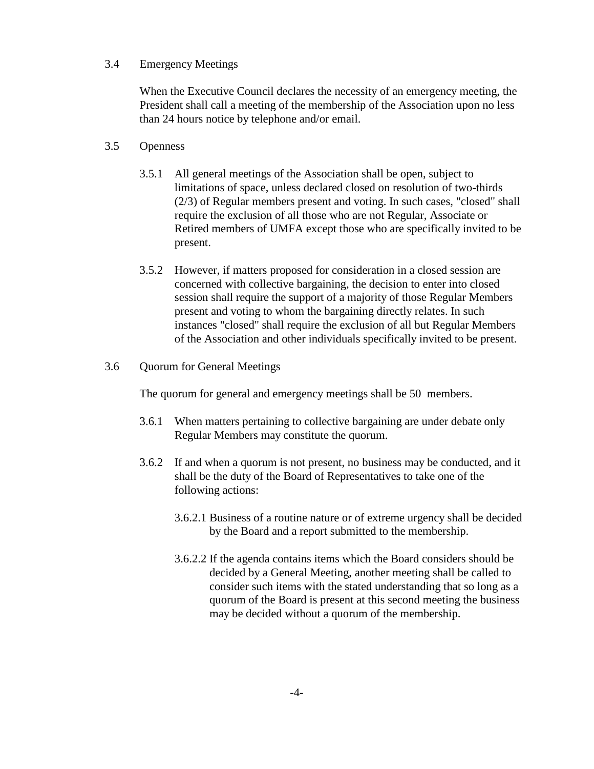### 3.4 Emergency Meetings

When the Executive Council declares the necessity of an emergency meeting, the President shall call a meeting of the membership of the Association upon no less than 24 hours notice by telephone and/or email.

### 3.5 Openness

3.5.1 All general meetings of the Association shall be open, subject to limitations of space, unless declared closed on resolution of two-thirds (2/3) of Regular members present and voting. In such cases, "closed" shall require the exclusion of all those who are not Regular, Associate or Retired members of UMFA except those who are specifically invited to be present.

3.5.2 However, if matters proposed for consideration in a closed session are concerned with collective bargaining, the decision to enter into closed session shall require the support of a majority of those Regular Members present and voting to whom the bargaining directly relates. In such instances "closed" shall require the exclusion of all but Regular Members of the Association and other individuals specifically invited to be present.

### 3.6 Quorum for General Meetings

The quorum for general and emergency meetings shall be 50 members.

3.6.1 When matters pertaining to collective bargaining are under debate only Regular Members may constitute the quorum.

3.6.2 If and when a quorum is not present, no business may be conducted, and it shall be the duty of the Board of Representatives to take one of the following actions:

3.6.2.1 Business of a routine nature or of extreme urgency shall be decided by the Board and a report submitted to the membership.

3.6.2.2 If the agenda contains items which the Board considers should be decided by a General Meeting, another meeting shall be called to consider such items with the stated understanding that so long as a quorum of the Board is present at this second meeting the business may be decided without a quorum of the membership.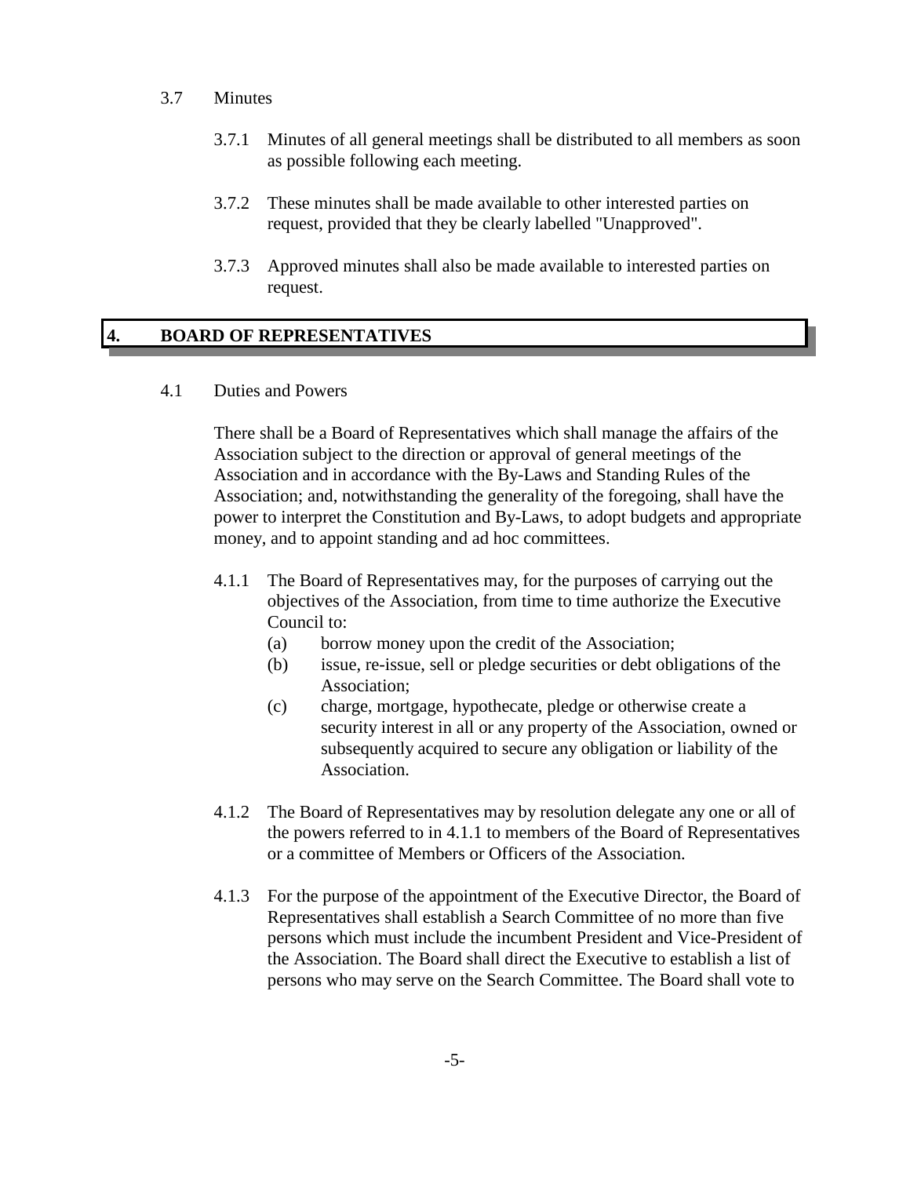### 3.7 Minutes

3.7.1 Minutes of all general meetings shall be distributed to all members as soon as possible following each meeting.

3.7.2 These minutes shall be made available to other interested parties on request, provided that they be clearly labelled "Unapproved".

3.7.3 Approved minutes shall also be made available to interested parties on request.

## 4. BOARD OF REPRESENTATIVES

### 4.1 Duties and Powers

There shall be a Board of Representatives which shall manage the affairs of the Association subject to the direction or approval of general meetings of the Association and in accordance with the By-Laws and Standing Rules of the Association; and, notwithstanding the generality of the foregoing, shall have the power to interpret the Constitution and By-Laws, to adopt budgets and appropriate money, and to appoint standing and ad hoc committees.

4.1.1 The Board of Representatives may, for the purposes of carrying out the objectives of the Association, from time to time authorize the Executive Council to:

- (a) borrow money upon the credit of the Association;
- (b) issue, re-issue, sell or pledge securities or debt obligations of the Association;
- (c) charge, mortgage, hypothecate, pledge or otherwise create a security interest in all or any property of the Association, owned or subsequently acquired to secure any obligation or liability of the Association.

4.1.2 The Board of Representatives may by resolution delegate any one or all of the powers referred to in 4.1.1 to members of the Board of Representatives or a committee of Members or Officers of the Association.

4.1.3 For the purpose of the appointment of the Executive Director, the Board of Representatives shall establish a Search Committee of no more than five persons which must include the incumbent President and Vice-President of the Association. The Board shall direct the Executive to establish a list of persons who may serve on the Search Committee. The Board shall vote to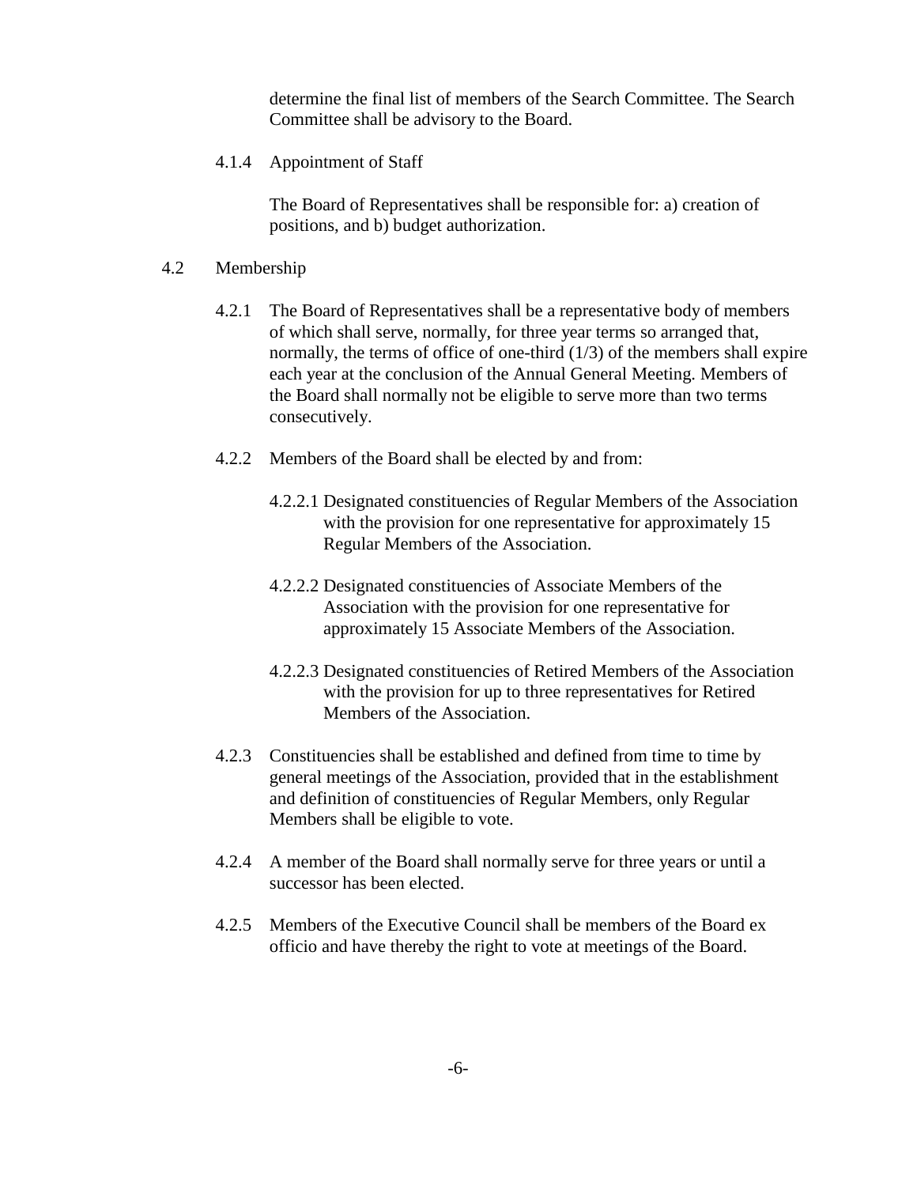determine the final list of members of the Search Committee. The Search Committee shall be advisory to the Board.

4.1.4 Appointment of Staff

The Board of Representatives shall be responsible for: a) creation of positions, and b) budget authorization.

4.2 Membership

4.2.1 The Board of Representatives shall be a representative body of members of which shall serve, normally, for three year terms so arranged that, normally, the terms of office of one-third (1/3) of the members shall expire each year at the conclusion of the Annual General Meeting. Members of the Board shall normally not be eligible to serve more than two terms consecutively.

4.2.2 Members of the Board shall be elected by and from:

4.2.2.1 Designated constituencies of Regular Members of the Association with the provision for one representative for approximately 15 Regular Members of the Association.

4.2.2.2 Designated constituencies of Associate Members of the Association with the provision for one representative for approximately 15 Associate Members of the Association.

4.2.2.3 Designated constituencies of Retired Members of the Association with the provision for up to three representatives for Retired Members of the Association.

4.2.3 Constituencies shall be established and defined from time to time by general meetings of the Association, provided that in the establishment and definition of constituencies of Regular Members, only Regular Members shall be eligible to vote.

4.2.4 A member of the Board shall normally serve for three years or until a successor has been elected.

4.2.5 Members of the Executive Council shall be members of the Board ex officio and have thereby the right to vote at meetings of the Board.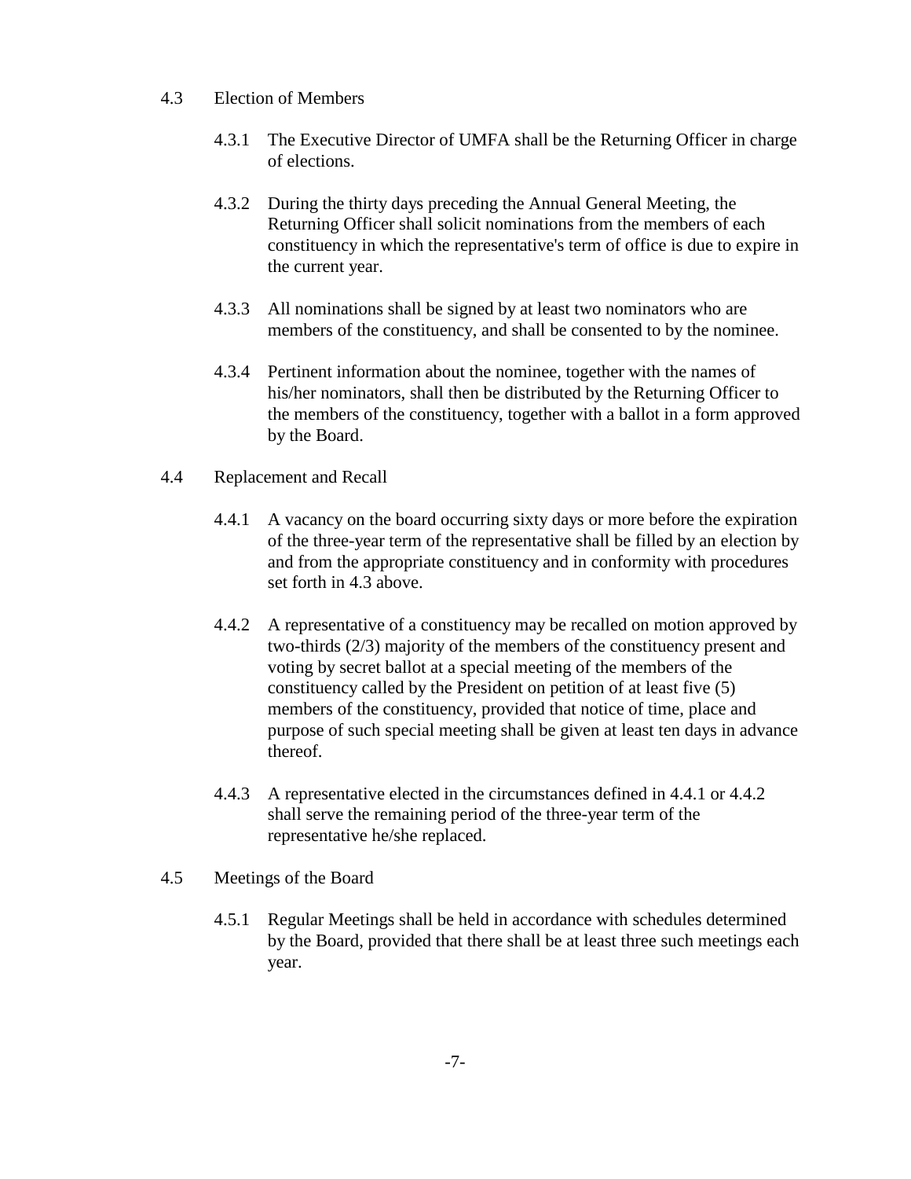4.3 Election of Members

4.3.1 The Executive Director of UMFA shall be the Returning Officer in charge of elections.

4.3.2 During the thirty days preceding the Annual General Meeting, the Returning Officer shall solicit nominations from the members of each constituency in which the representative's term of office is due to expire in the current year.

4.3.3 All nominations shall be signed by at least two nominators who are members of the constituency, and shall be consented to by the nominee.

4.3.4 Pertinent information about the nominee, together with the names of his/her nominators, shall then be distributed by the Returning Officer to the members of the constituency, together with a ballot in a form approved by the Board.

4.4 Replacement and Recall

4.4.1 A vacancy on the board occurring sixty days or more before the expiration of the three-year term of the representative shall be filled by an election by and from the appropriate constituency and in conformity with procedures set forth in 4.3 above.

4.4.2 A representative of a constituency may be recalled on motion approved by two-thirds (2/3) majority of the members of the constituency present and voting by secret ballot at a special meeting of the members of the constituency called by the President on petition of at least five (5) members of the constituency, provided that notice of time, place and purpose of such special meeting shall be given at least ten days in advance thereof.

4.4.3 A representative elected in the circumstances defined in 4.4.1 or 4.4.2 shall serve the remaining period of the three-year term of the representative he/she replaced.

4.5 Meetings of the Board

4.5.1 Regular Meetings shall be held in accordance with schedules determined by the Board, provided that there shall be at least three such meetings each year.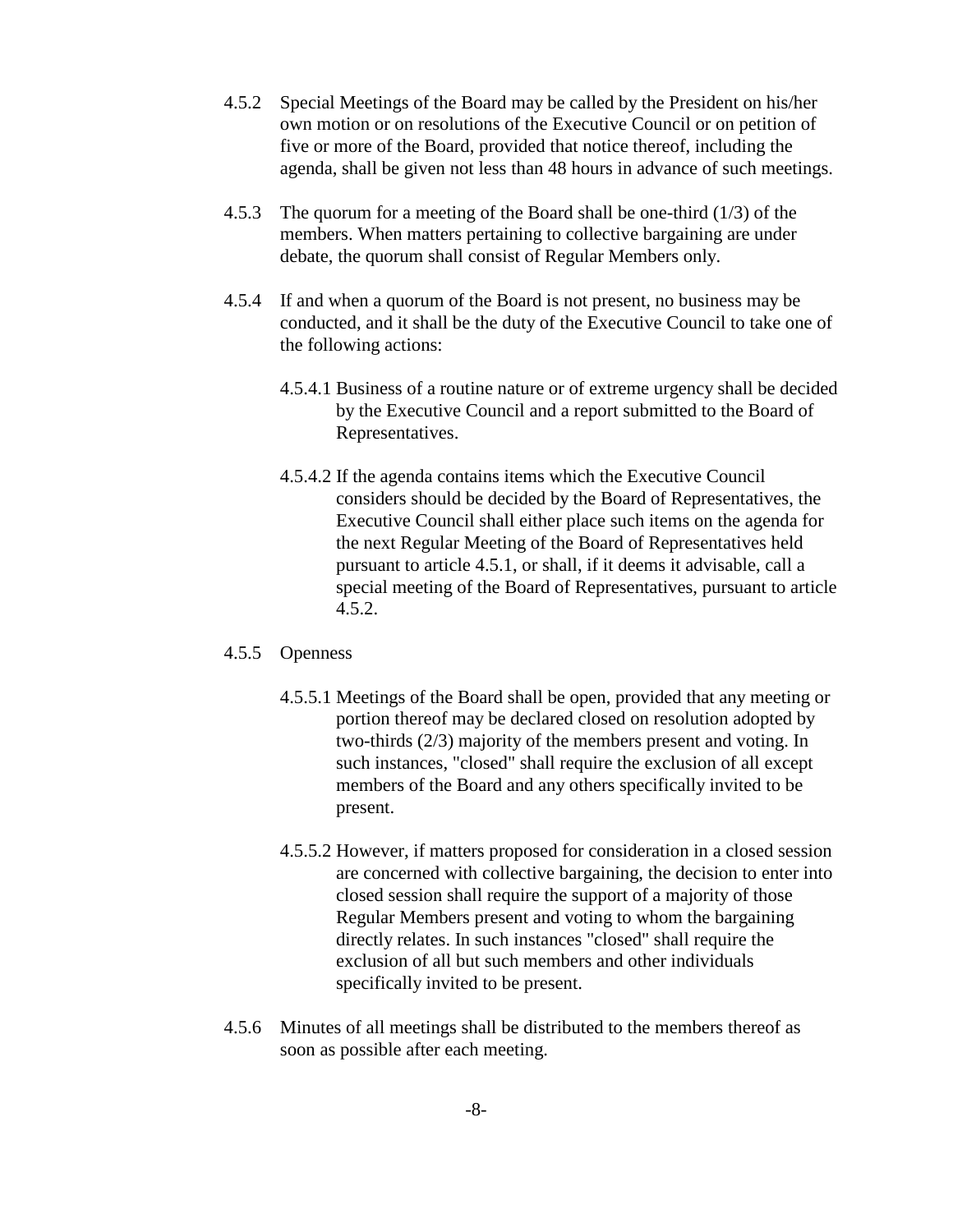4.5.2 Special Meetings of the Board may be called by the President on his/her own motion or on resolutions of the Executive Council or on petition of five or more of the Board, provided that notice thereof, including the agenda, shall be given not less than 48 hours in advance of such meetings.

4.5.3 The quorum for a meeting of the Board shall be one-third (1/3) of the members. When matters pertaining to collective bargaining are under debate, the quorum shall consist of Regular Members only.

4.5.4 If and when a quorum of the Board is not present, no business may be conducted, and it shall be the duty of the Executive Council to take one of the following actions:

> 4.5.4.1 Business of a routine nature or of extreme urgency shall be decided by the Executive Council and a report submitted to the Board of Representatives.
>
> 4.5.4.2 If the agenda contains items which the Executive Council considers should be decided by the Board of Representatives, the Executive Council shall either place such items on the agenda for the next Regular Meeting of the Board of Representatives held pursuant to article 4.5.1, or shall, if it deems it advisable, call a special meeting of the Board of Representatives, pursuant to article 4.5.2.

4.5.5 Openness

> 4.5.5.1 Meetings of the Board shall be open, provided that any meeting or portion thereof may be declared closed on resolution adopted by two-thirds (2/3) majority of the members present and voting. In such instances, "closed" shall require the exclusion of all except members of the Board and any others specifically invited to be present.
>
> 4.5.5.2 However, if matters proposed for consideration in a closed session are concerned with collective bargaining, the decision to enter into closed session shall require the support of a majority of those Regular Members present and voting to whom the bargaining directly relates. In such instances "closed" shall require the exclusion of all but such members and other individuals specifically invited to be present.

4.5.6 Minutes of all meetings shall be distributed to the members thereof as soon as possible after each meeting.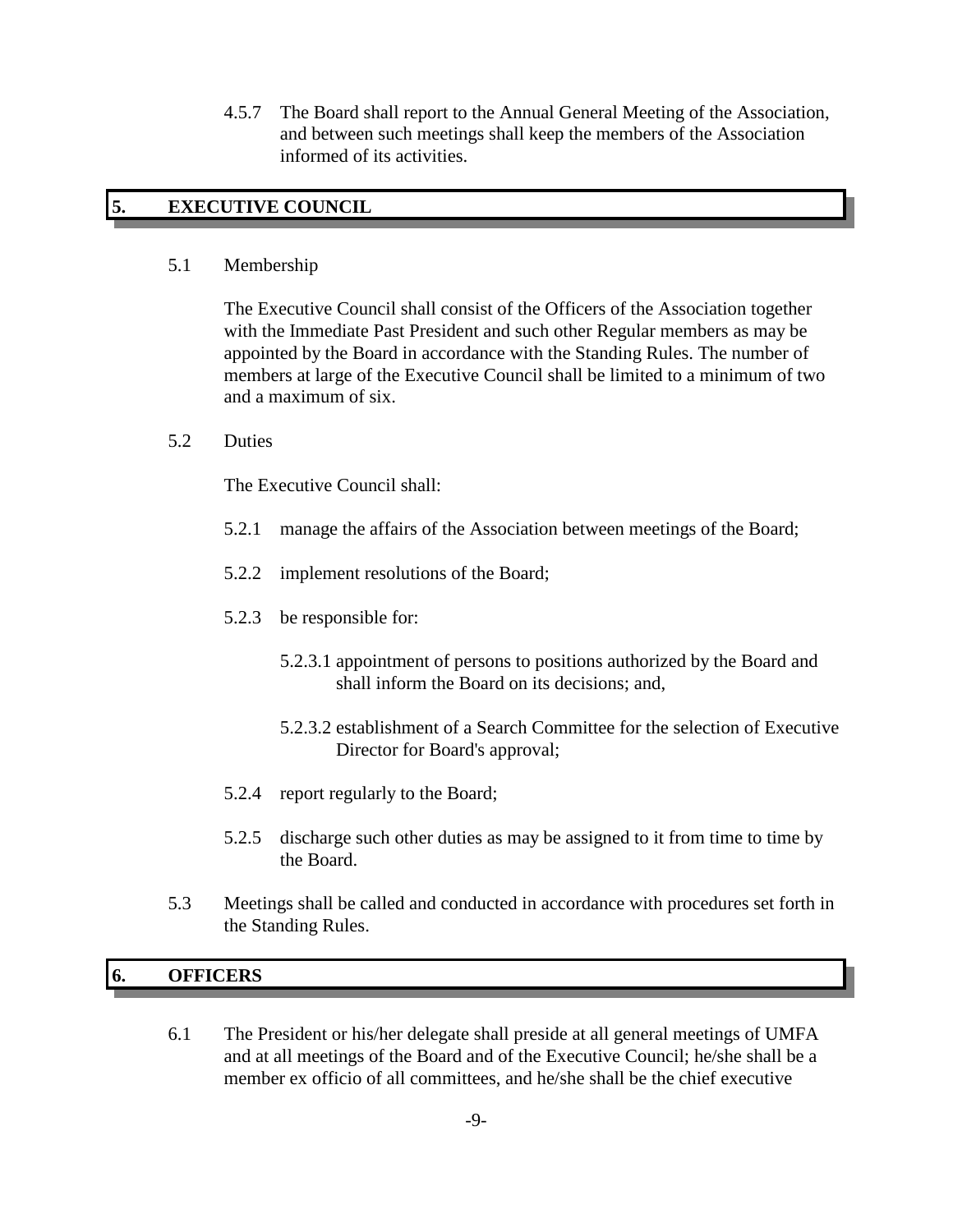4.5.7 The Board shall report to the Annual General Meeting of the Association, and between such meetings shall keep the members of the Association informed of its activities.

## 5. EXECUTIVE COUNCIL

5.1 Membership

The Executive Council shall consist of the Officers of the Association together with the Immediate Past President and such other Regular members as may be appointed by the Board in accordance with the Standing Rules. The number of members at large of the Executive Council shall be limited to a minimum of two and a maximum of six.

5.2 Duties

The Executive Council shall:

5.2.1 manage the affairs of the Association between meetings of the Board;

5.2.2 implement resolutions of the Board;

5.2.3 be responsible for:

5.2.3.1 appointment of persons to positions authorized by the Board and shall inform the Board on its decisions; and,

5.2.3.2 establishment of a Search Committee for the selection of Executive Director for Board's approval;

5.2.4 report regularly to the Board;

5.2.5 discharge such other duties as may be assigned to it from time to time by the Board.

5.3 Meetings shall be called and conducted in accordance with procedures set forth in the Standing Rules.

## 6. OFFICERS

6.1 The President or his/her delegate shall preside at all general meetings of UMFA and at all meetings of the Board and of the Executive Council; he/she shall be a member ex officio of all committees, and he/she shall be the chief executive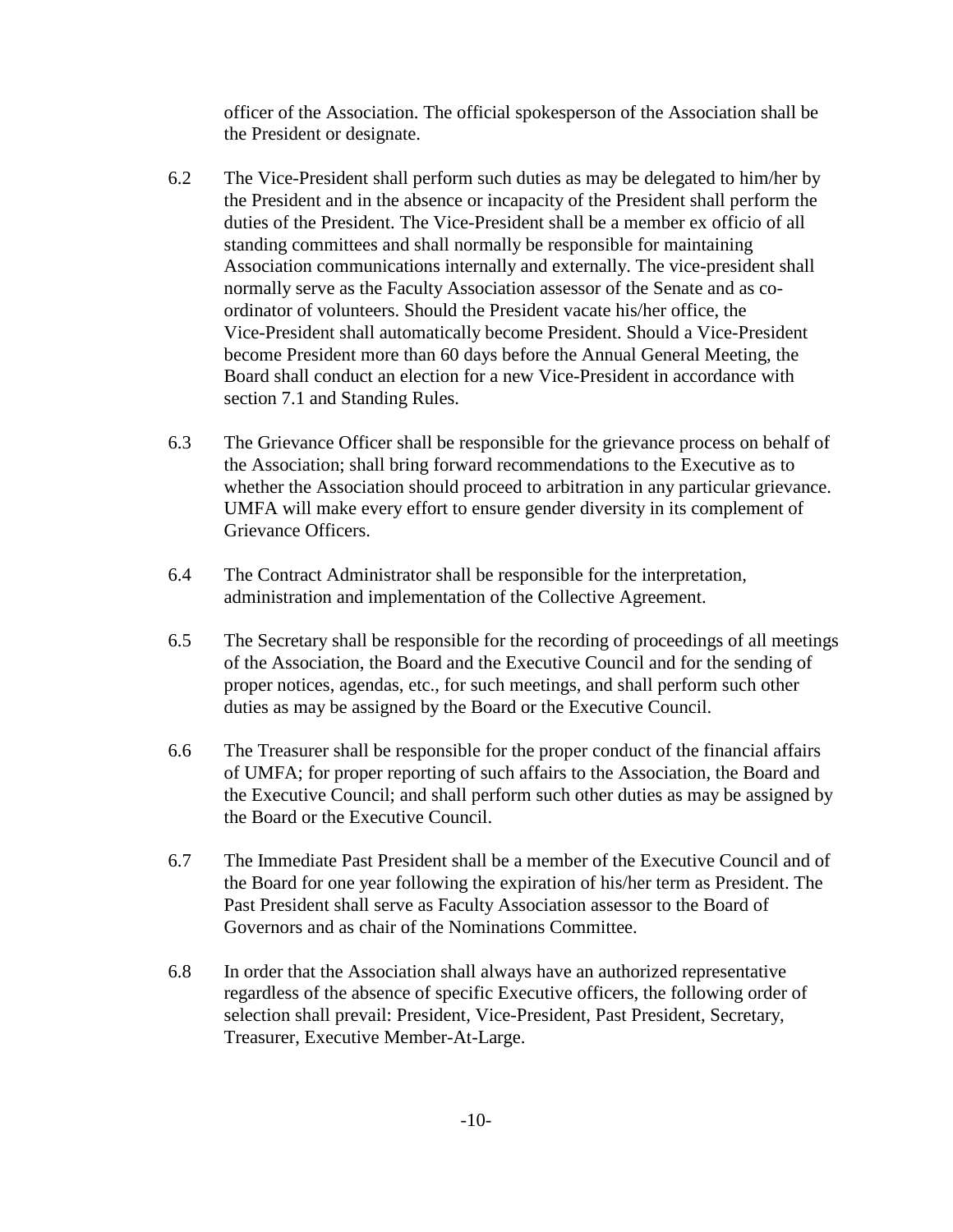officer of the Association. The official spokesperson of the Association shall be the President or designate.

6.2 The Vice-President shall perform such duties as may be delegated to him/her by the President and in the absence or incapacity of the President shall perform the duties of the President. The Vice-President shall be a member ex officio of all standing committees and shall normally be responsible for maintaining Association communications internally and externally. The vice-president shall normally serve as the Faculty Association assessor of the Senate and as co-ordinator of volunteers. Should the President vacate his/her office, the Vice-President shall automatically become President. Should a Vice-President become President more than 60 days before the Annual General Meeting, the Board shall conduct an election for a new Vice-President in accordance with section 7.1 and Standing Rules.

6.3 The Grievance Officer shall be responsible for the grievance process on behalf of the Association; shall bring forward recommendations to the Executive as to whether the Association should proceed to arbitration in any particular grievance. UMFA will make every effort to ensure gender diversity in its complement of Grievance Officers.

6.4 The Contract Administrator shall be responsible for the interpretation, administration and implementation of the Collective Agreement.

6.5 The Secretary shall be responsible for the recording of proceedings of all meetings of the Association, the Board and the Executive Council and for the sending of proper notices, agendas, etc., for such meetings, and shall perform such other duties as may be assigned by the Board or the Executive Council.

6.6 The Treasurer shall be responsible for the proper conduct of the financial affairs of UMFA; for proper reporting of such affairs to the Association, the Board and the Executive Council; and shall perform such other duties as may be assigned by the Board or the Executive Council.

6.7 The Immediate Past President shall be a member of the Executive Council and of the Board for one year following the expiration of his/her term as President. The Past President shall serve as Faculty Association assessor to the Board of Governors and as chair of the Nominations Committee.

6.8 In order that the Association shall always have an authorized representative regardless of the absence of specific Executive officers, the following order of selection shall prevail: President, Vice-President, Past President, Secretary, Treasurer, Executive Member-At-Large.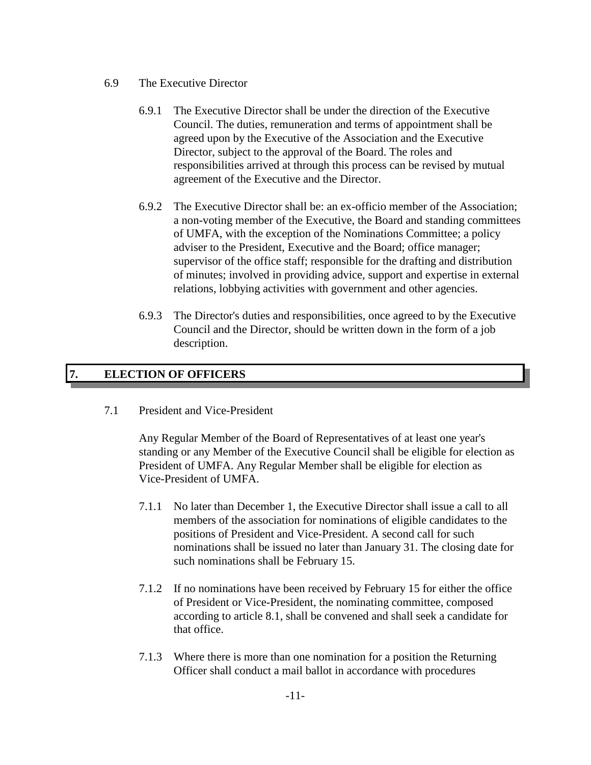6.9 The Executive Director

6.9.1 The Executive Director shall be under the direction of the Executive Council. The duties, remuneration and terms of appointment shall be agreed upon by the Executive of the Association and the Executive Director, subject to the approval of the Board. The roles and responsibilities arrived at through this process can be revised by mutual agreement of the Executive and the Director.

6.9.2 The Executive Director shall be: an ex-officio member of the Association; a non-voting member of the Executive, the Board and standing committees of UMFA, with the exception of the Nominations Committee; a policy adviser to the President, Executive and the Board; office manager; supervisor of the office staff; responsible for the drafting and distribution of minutes; involved in providing advice, support and expertise in external relations, lobbying activities with government and other agencies.

6.9.3 The Director's duties and responsibilities, once agreed to by the Executive Council and the Director, should be written down in the form of a job description.

## 7. ELECTION OF OFFICERS

7.1 President and Vice-President

Any Regular Member of the Board of Representatives of at least one year's standing or any Member of the Executive Council shall be eligible for election as President of UMFA. Any Regular Member shall be eligible for election as Vice-President of UMFA.

7.1.1 No later than December 1, the Executive Director shall issue a call to all members of the association for nominations of eligible candidates to the positions of President and Vice-President. A second call for such nominations shall be issued no later than January 31. The closing date for such nominations shall be February 15.

7.1.2 If no nominations have been received by February 15 for either the office of President or Vice-President, the nominating committee, composed according to article 8.1, shall be convened and shall seek a candidate for that office.

7.1.3 Where there is more than one nomination for a position the Returning Officer shall conduct a mail ballot in accordance with procedures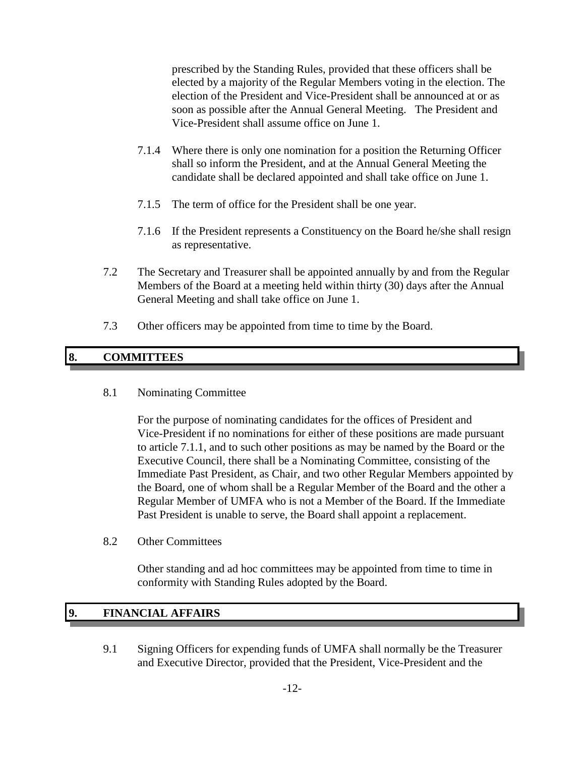prescribed by the Standing Rules, provided that these officers shall be elected by a majority of the Regular Members voting in the election. The election of the President and Vice-President shall be announced at or as soon as possible after the Annual General Meeting. The President and Vice-President shall assume office on June 1.

7.1.4 Where there is only one nomination for a position the Returning Officer shall so inform the President, and at the Annual General Meeting the candidate shall be declared appointed and shall take office on June 1.

7.1.5 The term of office for the President shall be one year.

7.1.6 If the President represents a Constituency on the Board he/she shall resign as representative.

7.2 The Secretary and Treasurer shall be appointed annually by and from the Regular Members of the Board at a meeting held within thirty (30) days after the Annual General Meeting and shall take office on June 1.

7.3 Other officers may be appointed from time to time by the Board.

## 8. COMMITTEES

8.1 Nominating Committee

For the purpose of nominating candidates for the offices of President and Vice-President if no nominations for either of these positions are made pursuant to article 7.1.1, and to such other positions as may be named by the Board or the Executive Council, there shall be a Nominating Committee, consisting of the Immediate Past President, as Chair, and two other Regular Members appointed by the Board, one of whom shall be a Regular Member of the Board and the other a Regular Member of UMFA who is not a Member of the Board. If the Immediate Past President is unable to serve, the Board shall appoint a replacement.

8.2 Other Committees

Other standing and ad hoc committees may be appointed from time to time in conformity with Standing Rules adopted by the Board.

## 9. FINANCIAL AFFAIRS

9.1 Signing Officers for expending funds of UMFA shall normally be the Treasurer and Executive Director, provided that the President, Vice-President and the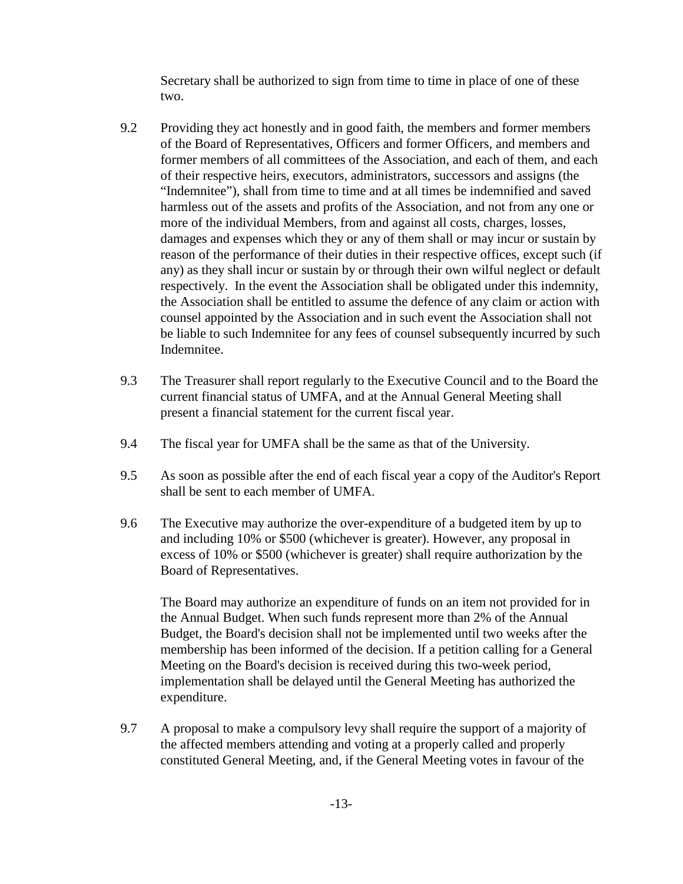Secretary shall be authorized to sign from time to time in place of one of these two.

9.2 Providing they act honestly and in good faith, the members and former members of the Board of Representatives, Officers and former Officers, and members and former members of all committees of the Association, and each of them, and each of their respective heirs, executors, administrators, successors and assigns (the "Indemnitee"), shall from time to time and at all times be indemnified and saved harmless out of the assets and profits of the Association, and not from any one or more of the individual Members, from and against all costs, charges, losses, damages and expenses which they or any of them shall or may incur or sustain by reason of the performance of their duties in their respective offices, except such (if any) as they shall incur or sustain by or through their own wilful neglect or default respectively. In the event the Association shall be obligated under this indemnity, the Association shall be entitled to assume the defence of any claim or action with counsel appointed by the Association and in such event the Association shall not be liable to such Indemnitee for any fees of counsel subsequently incurred by such Indemnitee.

9.3 The Treasurer shall report regularly to the Executive Council and to the Board the current financial status of UMFA, and at the Annual General Meeting shall present a financial statement for the current fiscal year.

9.4 The fiscal year for UMFA shall be the same as that of the University.

9.5 As soon as possible after the end of each fiscal year a copy of the Auditor's Report shall be sent to each member of UMFA.

9.6 The Executive may authorize the over-expenditure of a budgeted item by up to and including 10% or $500 (whichever is greater). However, any proposal in excess of 10% or $500 (whichever is greater) shall require authorization by the Board of Representatives.

The Board may authorize an expenditure of funds on an item not provided for in the Annual Budget. When such funds represent more than 2% of the Annual Budget, the Board's decision shall not be implemented until two weeks after the membership has been informed of the decision. If a petition calling for a General Meeting on the Board's decision is received during this two-week period, implementation shall be delayed until the General Meeting has authorized the expenditure.

9.7 A proposal to make a compulsory levy shall require the support of a majority of the affected members attending and voting at a properly called and properly constituted General Meeting, and, if the General Meeting votes in favour of the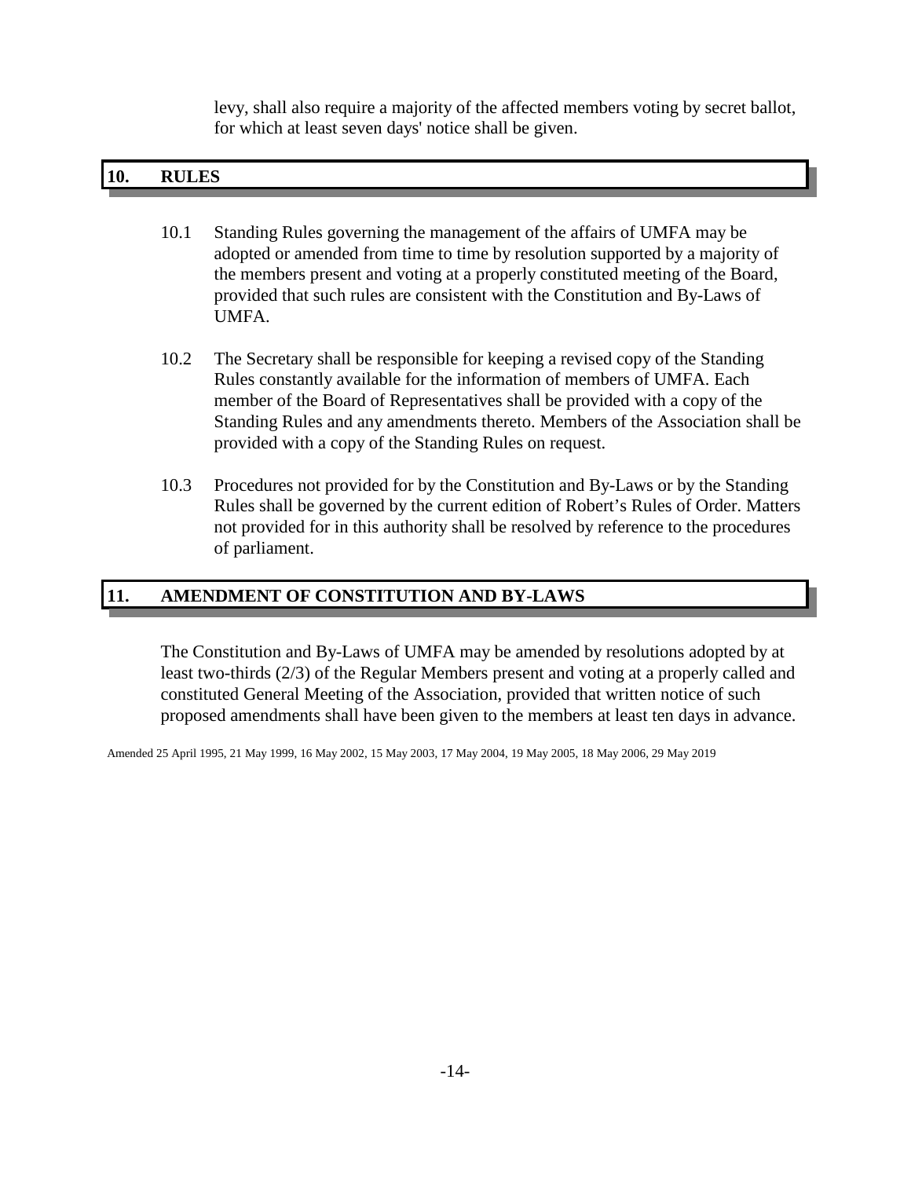levy, shall also require a majority of the affected members voting by secret ballot, for which at least seven days' notice shall be given.

## 10. RULES

10.1 Standing Rules governing the management of the affairs of UMFA may be adopted or amended from time to time by resolution supported by a majority of the members present and voting at a properly constituted meeting of the Board, provided that such rules are consistent with the Constitution and By-Laws of UMFA.

10.2 The Secretary shall be responsible for keeping a revised copy of the Standing Rules constantly available for the information of members of UMFA. Each member of the Board of Representatives shall be provided with a copy of the Standing Rules and any amendments thereto. Members of the Association shall be provided with a copy of the Standing Rules on request.

10.3 Procedures not provided for by the Constitution and By-Laws or by the Standing Rules shall be governed by the current edition of Robert's Rules of Order. Matters not provided for in this authority shall be resolved by reference to the procedures of parliament.

## 11. AMENDMENT OF CONSTITUTION AND BY-LAWS

The Constitution and By-Laws of UMFA may be amended by resolutions adopted by at least two-thirds (2/3) of the Regular Members present and voting at a properly called and constituted General Meeting of the Association, provided that written notice of such proposed amendments shall have been given to the members at least ten days in advance.

Amended 25 April 1995, 21 May 1999, 16 May 2002, 15 May 2003, 17 May 2004, 19 May 2005, 18 May 2006, 29 May 2019